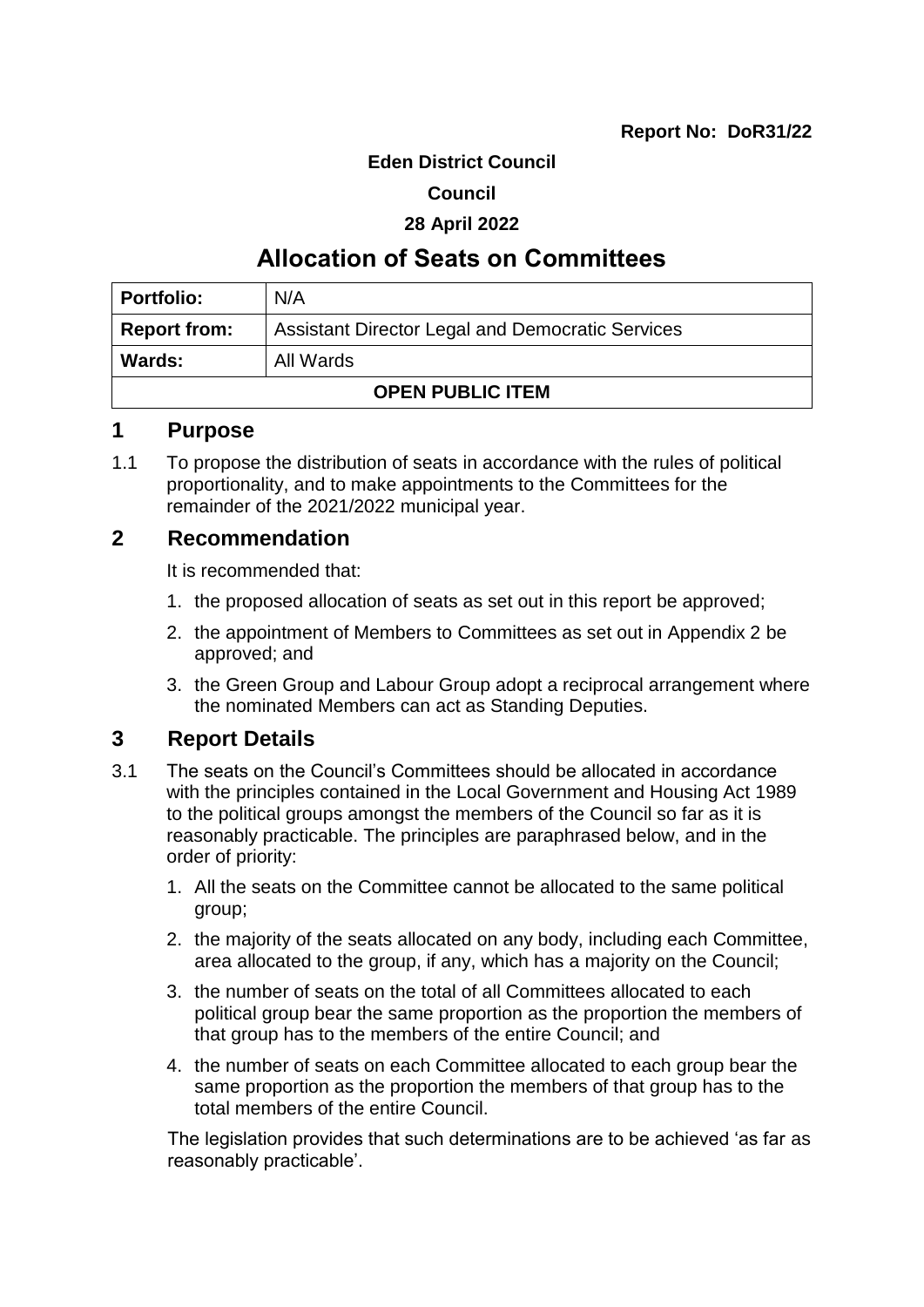**Report No: DoR31/22**

**Eden District Council**

**Council**

**28 April 2022**

# Allocation of Seats on Committees

| **Portfolio:** | N/A |
|---|---|
| **Report from:** | Assistant Director Legal and Democratic Services |
| **Wards:** | All Wards |
| **OPEN PUBLIC ITEM** | |

## 1 Purpose

1.1 To propose the distribution of seats in accordance with the rules of political proportionality, and to make appointments to the Committees for the remainder of the 2021/2022 municipal year.

## 2 Recommendation

It is recommended that:

1. the proposed allocation of seats as set out in this report be approved;
2. the appointment of Members to Committees as set out in Appendix 2 be approved; and
3. the Green Group and Labour Group adopt a reciprocal arrangement where the nominated Members can act as Standing Deputies.

## 3 Report Details

3.1 The seats on the Council's Committees should be allocated in accordance with the principles contained in the Local Government and Housing Act 1989 to the political groups amongst the members of the Council so far as it is reasonably practicable. The principles are paraphrased below, and in the order of priority:

1. All the seats on the Committee cannot be allocated to the same political group;
2. the majority of the seats allocated on any body, including each Committee, area allocated to the group, if any, which has a majority on the Council;
3. the number of seats on the total of all Committees allocated to each political group bear the same proportion as the proportion the members of that group has to the members of the entire Council; and
4. the number of seats on each Committee allocated to each group bear the same proportion as the proportion the members of that group has to the total members of the entire Council.

The legislation provides that such determinations are to be achieved 'as far as reasonably practicable'.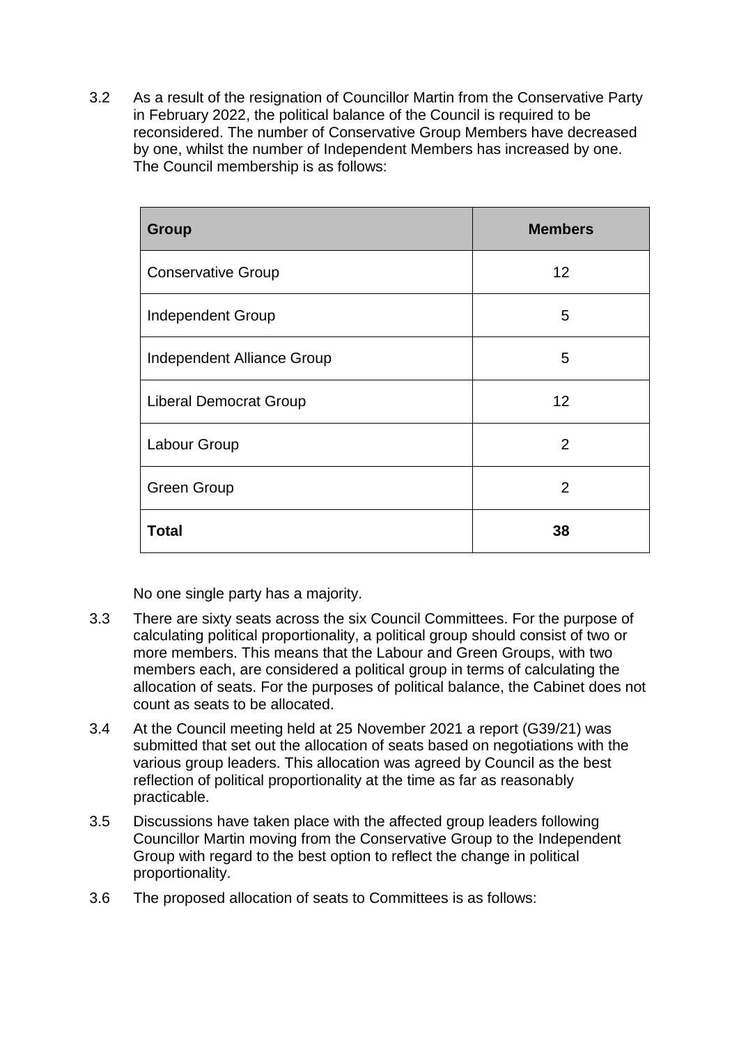3.2 As a result of the resignation of Councillor Martin from the Conservative Party in February 2022, the political balance of the Council is required to be reconsidered. The number of Conservative Group Members have decreased by one, whilst the number of Independent Members has increased by one. The Council membership is as follows:

| Group | Members |
|---|---|
| Conservative Group | 12 |
| Independent Group | 5 |
| Independent Alliance Group | 5 |
| Liberal Democrat Group | 12 |
| Labour Group | 2 |
| Green Group | 2 |
| **Total** | **38** |

No one single party has a majority.

3.3 There are sixty seats across the six Council Committees. For the purpose of calculating political proportionality, a political group should consist of two or more members. This means that the Labour and Green Groups, with two members each, are considered a political group in terms of calculating the allocation of seats. For the purposes of political balance, the Cabinet does not count as seats to be allocated.

3.4 At the Council meeting held at 25 November 2021 a report (G39/21) was submitted that set out the allocation of seats based on negotiations with the various group leaders. This allocation was agreed by Council as the best reflection of political proportionality at the time as far as reasonably practicable.

3.5 Discussions have taken place with the affected group leaders following Councillor Martin moving from the Conservative Group to the Independent Group with regard to the best option to reflect the change in political proportionality.

3.6 The proposed allocation of seats to Committees is as follows: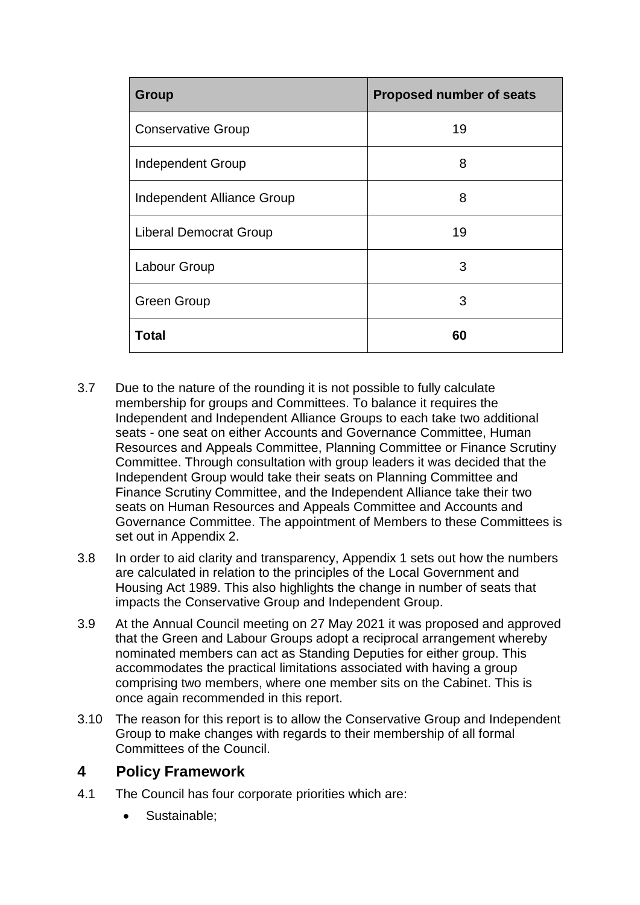| Group | Proposed number of seats |
|---|---|
| Conservative Group | 19 |
| Independent Group | 8 |
| Independent Alliance Group | 8 |
| Liberal Democrat Group | 19 |
| Labour Group | 3 |
| Green Group | 3 |
| **Total** | **60** |

3.7 Due to the nature of the rounding it is not possible to fully calculate membership for groups and Committees. To balance it requires the Independent and Independent Alliance Groups to each take two additional seats - one seat on either Accounts and Governance Committee, Human Resources and Appeals Committee, Planning Committee or Finance Scrutiny Committee. Through consultation with group leaders it was decided that the Independent Group would take their seats on Planning Committee and Finance Scrutiny Committee, and the Independent Alliance take their two seats on Human Resources and Appeals Committee and Accounts and Governance Committee. The appointment of Members to these Committees is set out in Appendix 2.

3.8 In order to aid clarity and transparency, Appendix 1 sets out how the numbers are calculated in relation to the principles of the Local Government and Housing Act 1989. This also highlights the change in number of seats that impacts the Conservative Group and Independent Group.

3.9 At the Annual Council meeting on 27 May 2021 it was proposed and approved that the Green and Labour Groups adopt a reciprocal arrangement whereby nominated members can act as Standing Deputies for either group. This accommodates the practical limitations associated with having a group comprising two members, where one member sits on the Cabinet. This is once again recommended in this report.

3.10 The reason for this report is to allow the Conservative Group and Independent Group to make changes with regards to their membership of all formal Committees of the Council.

## 4 Policy Framework

4.1 The Council has four corporate priorities which are:

- Sustainable;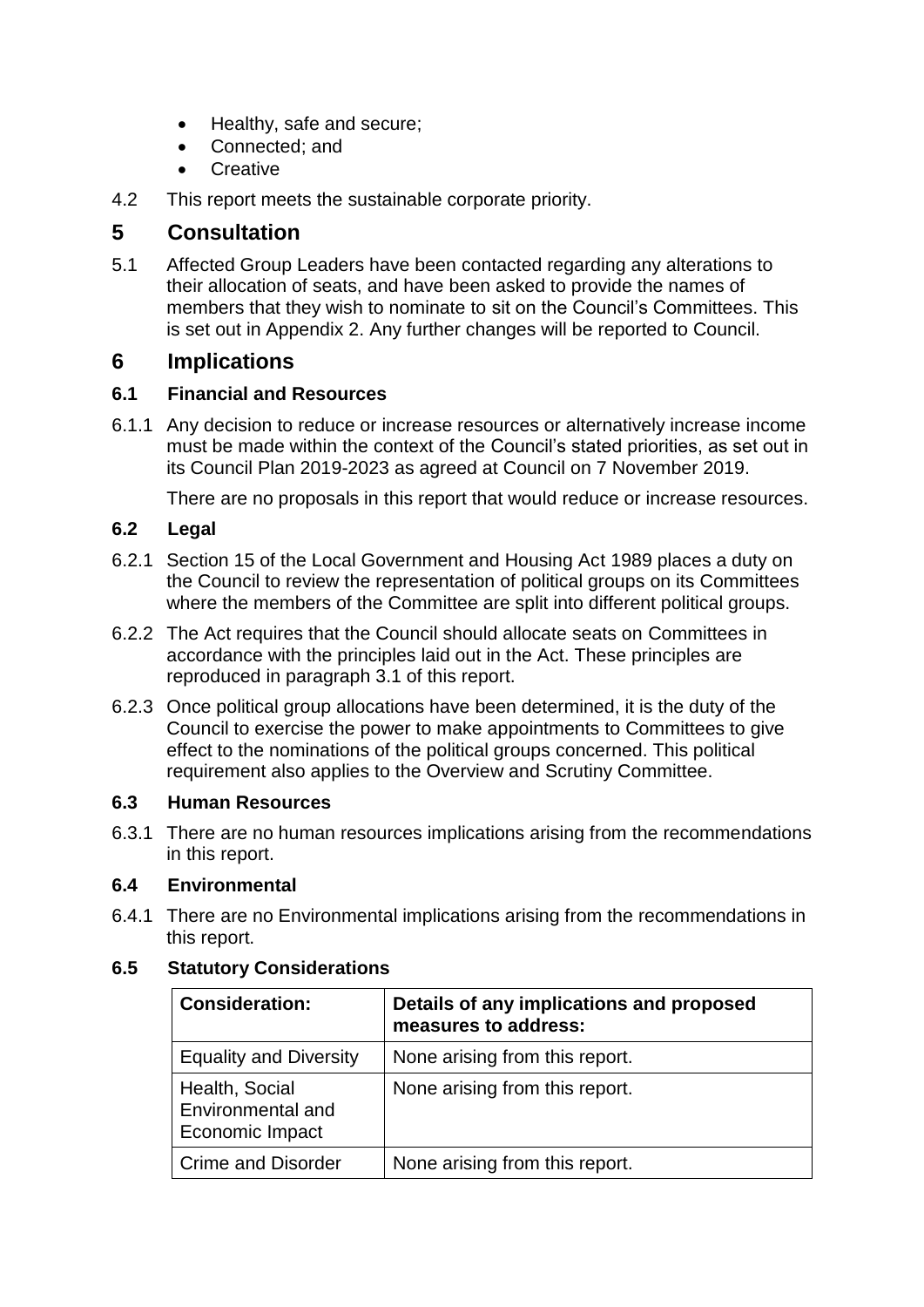- Healthy, safe and secure;
- Connected; and
- Creative

4.2 This report meets the sustainable corporate priority.

# 5 Consultation

5.1 Affected Group Leaders have been contacted regarding any alterations to their allocation of seats, and have been asked to provide the names of members that they wish to nominate to sit on the Council's Committees. This is set out in Appendix 2. Any further changes will be reported to Council.

# 6 Implications

## 6.1 Financial and Resources

6.1.1 Any decision to reduce or increase resources or alternatively increase income must be made within the context of the Council's stated priorities, as set out in its Council Plan 2019-2023 as agreed at Council on 7 November 2019.

There are no proposals in this report that would reduce or increase resources.

## 6.2 Legal

6.2.1 Section 15 of the Local Government and Housing Act 1989 places a duty on the Council to review the representation of political groups on its Committees where the members of the Committee are split into different political groups.

6.2.2 The Act requires that the Council should allocate seats on Committees in accordance with the principles laid out in the Act. These principles are reproduced in paragraph 3.1 of this report.

6.2.3 Once political group allocations have been determined, it is the duty of the Council to exercise the power to make appointments to Committees to give effect to the nominations of the political groups concerned. This political requirement also applies to the Overview and Scrutiny Committee.

## 6.3 Human Resources

6.3.1 There are no human resources implications arising from the recommendations in this report.

## 6.4 Environmental

6.4.1 There are no Environmental implications arising from the recommendations in this report.

## 6.5 Statutory Considerations

| **Consideration:** | **Details of any implications and proposed measures to address:** |
|---|---|
| Equality and Diversity | None arising from this report. |
| Health, Social Environmental and Economic Impact | None arising from this report. |
| Crime and Disorder | None arising from this report. |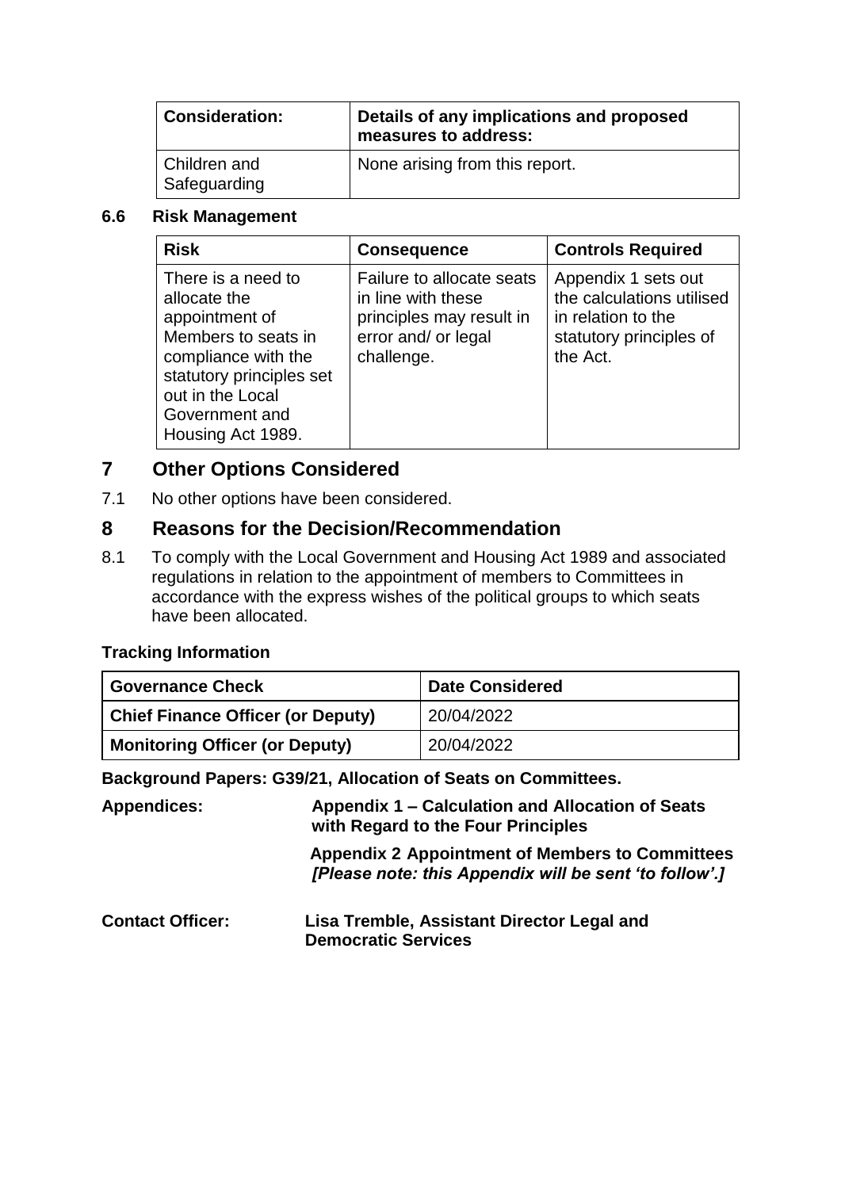| Consideration: | Details of any implications and proposed measures to address: |
|---|---|
| Children and Safeguarding | None arising from this report. |

**6.6 Risk Management**

| Risk | Consequence | Controls Required |
|---|---|---|
| There is a need to allocate the appointment of Members to seats in compliance with the statutory principles set out in the Local Government and Housing Act 1989. | Failure to allocate seats in line with these principles may result in error and/ or legal challenge. | Appendix 1 sets out the calculations utilised in relation to the statutory principles of the Act. |

## 7 Other Options Considered

7.1 No other options have been considered.

## 8 Reasons for the Decision/Recommendation

8.1 To comply with the Local Government and Housing Act 1989 and associated regulations in relation to the appointment of members to Committees in accordance with the express wishes of the political groups to which seats have been allocated.

**Tracking Information**

| Governance Check | Date Considered |
|---|---|
| **Chief Finance Officer (or Deputy)** | 20/04/2022 |
| **Monitoring Officer (or Deputy)** | 20/04/2022 |

**Background Papers: G39/21, Allocation of Seats on Committees.**

**Appendices:** **Appendix 1 – Calculation and Allocation of Seats with Regard to the Four Principles**

**Appendix 2 Appointment of Members to Committees** ***[Please note: this Appendix will be sent 'to follow'.]***

**Contact Officer:** **Lisa Tremble, Assistant Director Legal and Democratic Services**